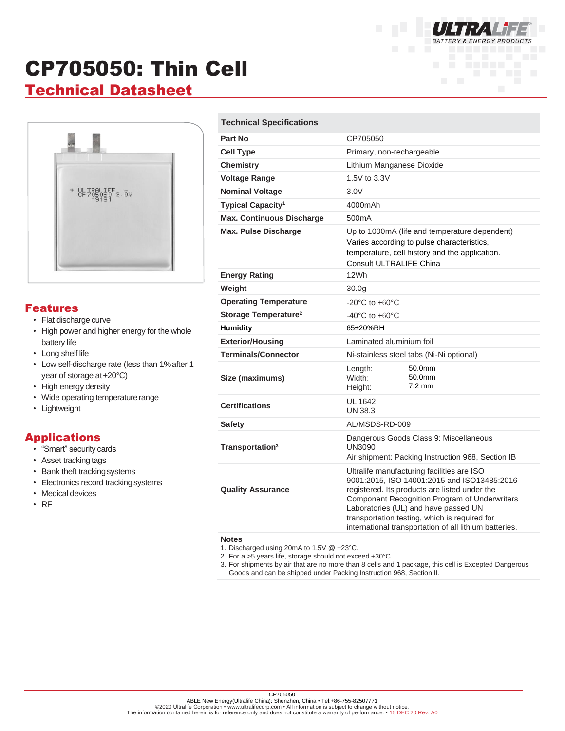# CP705050: Thin Cell

## Technical Datasheet

## Features

- Flat discharge curve
- High power and higher energy for the whole battery life
- Long shelf life
- Low self-discharge rate (less than 1% after 1 year of storage at +20°C)
- High energy density
- Wide operating temperature range
- Lightweight

## Applications

- "Smart" security cards
- Asset tracking tags
- Bank theft tracking systems
- Electronics record tracking systems
- Medical devices
- RF

| Technical Specifications | |
|---|---|
| **Part No** | CP705050 |
| **Cell Type** | Primary, non-rechargeable |
| **Chemistry** | Lithium Manganese Dioxide |
| **Voltage Range** | 1.5V to 3.3V |
| **Nominal Voltage** | 3.0V |
| **Typical Capacity**[1] | 4000mAh |
| **Max. Continuous Discharge** | 500mA |
| **Max. Pulse Discharge** | Up to 1000mA (life and temperature dependent) Varies according to pulse characteristics, temperature, cell history and the application. Consult ULTRALIFE China |
| **Energy Rating** | 12Wh |
| **Weight** | 30.0g |
| **Operating Temperature** | -20°C to +60°C |
| **Storage Temperature**[2] | -40°C to +60°C |
| **Humidity** | 65±20%RH |
| **Exterior/Housing** | Laminated aluminium foil |
| **Terminals/Connector** | Ni-stainless steel tabs (Ni-Ni optional) |
| **Size (maximums)** | Length: 50.0mm<br>Width: 50.0mm<br>Height: 7.2 mm |
| **Certifications** | UL 1642<br>UN 38.3 |
| **Safety** | AL/MSDS-RD-009 |
| **Transportation**[3] | Dangerous Goods Class 9: Miscellaneous<br>UN3090<br>Air shipment: Packing Instruction 968, Section IB |
| **Quality Assurance** | Ultralife manufacturing facilities are ISO 9001:2015, ISO 14001:2015 and ISO13485:2016 registered. Its products are listed under the Component Recognition Program of Underwriters Laboratories (UL) and have passed UN transportation testing, which is required for international transportation of all lithium batteries. |

**Notes**

1. Discharged using 20mA to 1.5V @ +23°C.
2. For a >5 years life, storage should not exceed +30°C.
3. For shipments by air that are no more than 8 cells and 1 package, this cell is Excepted Dangerous Goods and can be shipped under Packing Instruction 968, Section II.

CP705050
ABLE New Energy(Ultralife China): Shenzhen, China • Tel:+86-755-82507771
©2020 Ultralife Corporation • www.ultralifecorp.com • All information is subject to change without notice.
The information contained herein is for reference only and does not constitute a warranty of performance. • 15 DEC 20 Rev: A0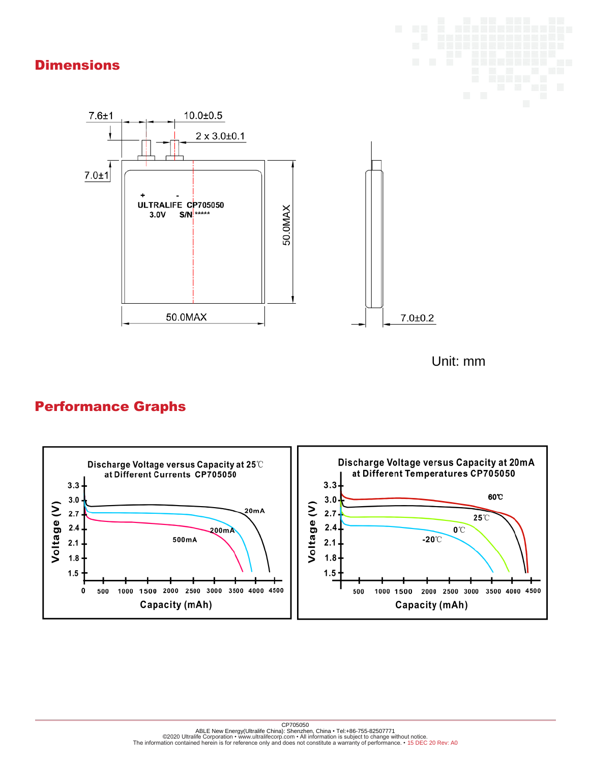## Dimensions

7.6±1

10.0±0.5

2 x 3.0±0.1

7.0±1

+ -

ULTRALIFE CP705050

3.0V S/N *****

50.0MAX

50.0MAX

7.0±0.2

Unit: mm

## Performance Graphs

Discharge Voltage versus Capacity at 25℃ at Different Currents CP705050

Voltage (V)

3.3
3.0
2.7
2.4
2.1
1.8
1.5

20mA
200mA
500mA

0 500 1000 1500 2000 2500 3000 3500 4000 4500

Capacity (mAh)

Discharge Voltage versus Capacity at 20mA at Different Temperatures CP705050

Voltage (V)

3.3
3.0
2.7
2.4
2.1
1.8
1.5

60℃
25℃
0℃
-20℃

500 1000 1500 2000 2500 3000 3500 4000 4500

Capacity (mAh)

CP705050
ABLE New Energy(Ultralife China): Shenzhen, China • Tel:+86-755-82507771
©2020 Ultralife Corporation • www.ultralifecorp.com • All information is subject to change without notice.
The information contained herein is for reference only and does not constitute a warranty of performance. • 15 DEC 20 Rev: A0